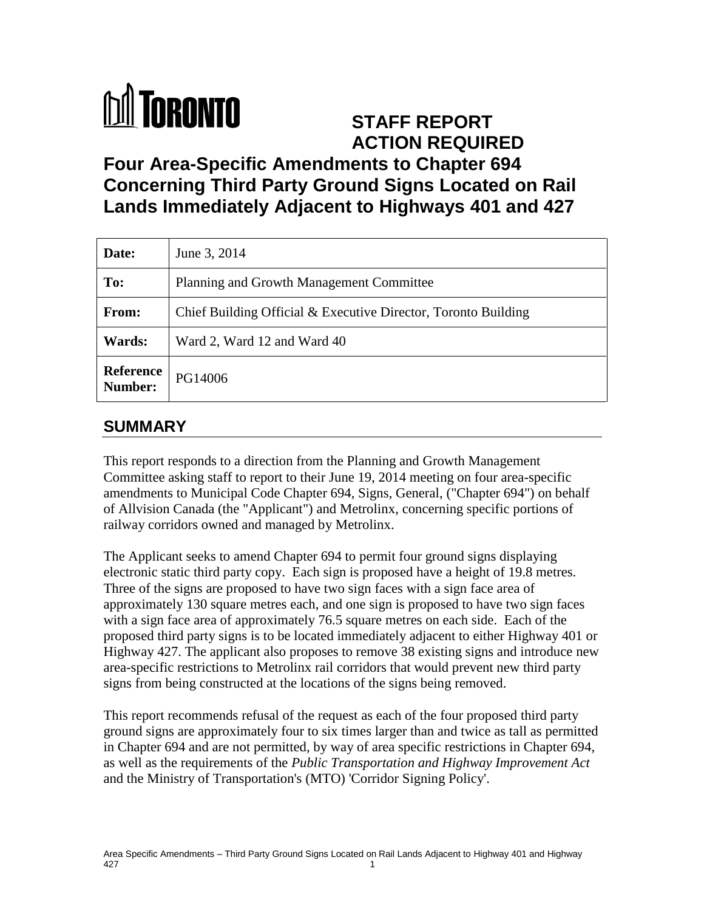# TORONTO

**STAFF REPORT**
**ACTION REQUIRED**

# Four Area-Specific Amendments to Chapter 694 Concerning Third Party Ground Signs Located on Rail Lands Immediately Adjacent to Highways 401 and 427

| | |
|---|---|
| **Date:** | June 3, 2014 |
| **To:** | Planning and Growth Management Committee |
| **From:** | Chief Building Official & Executive Director, Toronto Building |
| **Wards:** | Ward 2, Ward 12 and Ward 40 |
| **Reference Number:** | PG14006 |

## SUMMARY

This report responds to a direction from the Planning and Growth Management Committee asking staff to report to their June 19, 2014 meeting on four area-specific amendments to Municipal Code Chapter 694, Signs, General, ("Chapter 694") on behalf of Allvision Canada (the "Applicant") and Metrolinx, concerning specific portions of railway corridors owned and managed by Metrolinx.

The Applicant seeks to amend Chapter 694 to permit four ground signs displaying electronic static third party copy. Each sign is proposed have a height of 19.8 metres. Three of the signs are proposed to have two sign faces with a sign face area of approximately 130 square metres each, and one sign is proposed to have two sign faces with a sign face area of approximately 76.5 square metres on each side. Each of the proposed third party signs is to be located immediately adjacent to either Highway 401 or Highway 427. The applicant also proposes to remove 38 existing signs and introduce new area-specific restrictions to Metrolinx rail corridors that would prevent new third party signs from being constructed at the locations of the signs being removed.

This report recommends refusal of the request as each of the four proposed third party ground signs are approximately four to six times larger than and twice as tall as permitted in Chapter 694 and are not permitted, by way of area specific restrictions in Chapter 694, as well as the requirements of the *Public Transportation and Highway Improvement Act* and the Ministry of Transportation's (MTO) 'Corridor Signing Policy'.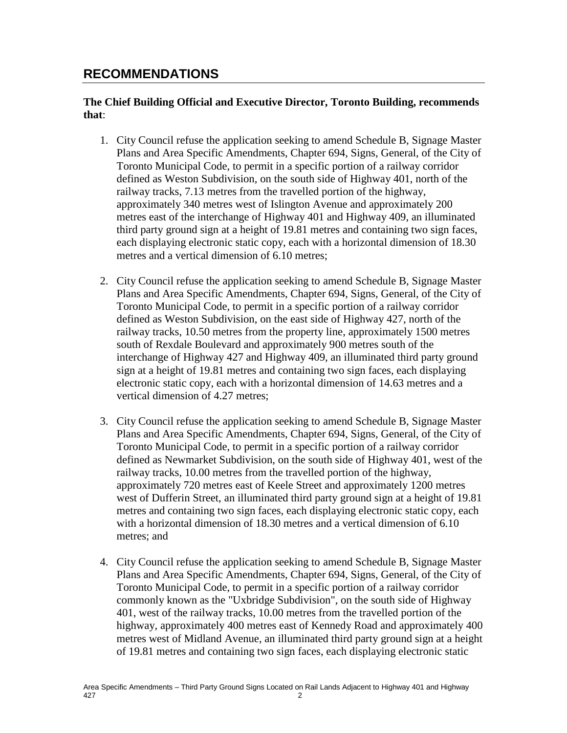## RECOMMENDATIONS

**The Chief Building Official and Executive Director, Toronto Building, recommends that**:

1. City Council refuse the application seeking to amend Schedule B, Signage Master Plans and Area Specific Amendments, Chapter 694, Signs, General, of the City of Toronto Municipal Code, to permit in a specific portion of a railway corridor defined as Weston Subdivision, on the south side of Highway 401, north of the railway tracks, 7.13 metres from the travelled portion of the highway, approximately 340 metres west of Islington Avenue and approximately 200 metres east of the interchange of Highway 401 and Highway 409, an illuminated third party ground sign at a height of 19.81 metres and containing two sign faces, each displaying electronic static copy, each with a horizontal dimension of 18.30 metres and a vertical dimension of 6.10 metres;

2. City Council refuse the application seeking to amend Schedule B, Signage Master Plans and Area Specific Amendments, Chapter 694, Signs, General, of the City of Toronto Municipal Code, to permit in a specific portion of a railway corridor defined as Weston Subdivision, on the east side of Highway 427, north of the railway tracks, 10.50 metres from the property line, approximately 1500 metres south of Rexdale Boulevard and approximately 900 metres south of the interchange of Highway 427 and Highway 409, an illuminated third party ground sign at a height of 19.81 metres and containing two sign faces, each displaying electronic static copy, each with a horizontal dimension of 14.63 metres and a vertical dimension of 4.27 metres;

3. City Council refuse the application seeking to amend Schedule B, Signage Master Plans and Area Specific Amendments, Chapter 694, Signs, General, of the City of Toronto Municipal Code, to permit in a specific portion of a railway corridor defined as Newmarket Subdivision, on the south side of Highway 401, west of the railway tracks, 10.00 metres from the travelled portion of the highway, approximately 720 metres east of Keele Street and approximately 1200 metres west of Dufferin Street, an illuminated third party ground sign at a height of 19.81 metres and containing two sign faces, each displaying electronic static copy, each with a horizontal dimension of 18.30 metres and a vertical dimension of 6.10 metres; and

4. City Council refuse the application seeking to amend Schedule B, Signage Master Plans and Area Specific Amendments, Chapter 694, Signs, General, of the City of Toronto Municipal Code, to permit in a specific portion of a railway corridor commonly known as the "Uxbridge Subdivision", on the south side of Highway 401, west of the railway tracks, 10.00 metres from the travelled portion of the highway, approximately 400 metres east of Kennedy Road and approximately 400 metres west of Midland Avenue, an illuminated third party ground sign at a height of 19.81 metres and containing two sign faces, each displaying electronic static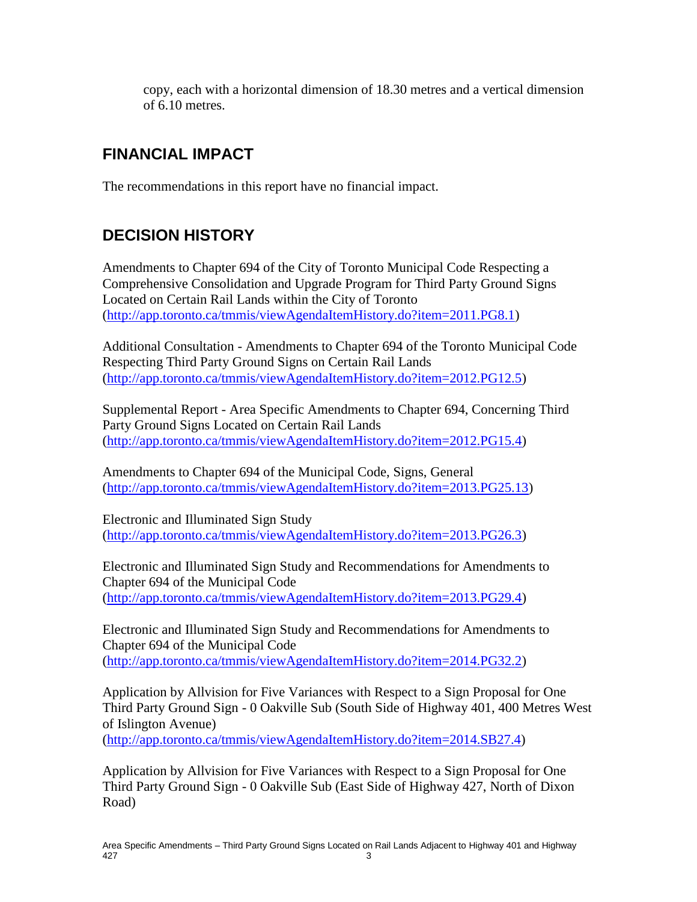copy, each with a horizontal dimension of 18.30 metres and a vertical dimension of 6.10 metres.

## FINANCIAL IMPACT

The recommendations in this report have no financial impact.

## DECISION HISTORY

Amendments to Chapter 694 of the City of Toronto Municipal Code Respecting a Comprehensive Consolidation and Upgrade Program for Third Party Ground Signs Located on Certain Rail Lands within the City of Toronto (http://app.toronto.ca/tmmis/viewAgendaItemHistory.do?item=2011.PG8.1)

Additional Consultation - Amendments to Chapter 694 of the Toronto Municipal Code Respecting Third Party Ground Signs on Certain Rail Lands (http://app.toronto.ca/tmmis/viewAgendaItemHistory.do?item=2012.PG12.5)

Supplemental Report - Area Specific Amendments to Chapter 694, Concerning Third Party Ground Signs Located on Certain Rail Lands (http://app.toronto.ca/tmmis/viewAgendaItemHistory.do?item=2012.PG15.4)

Amendments to Chapter 694 of the Municipal Code, Signs, General (http://app.toronto.ca/tmmis/viewAgendaItemHistory.do?item=2013.PG25.13)

Electronic and Illuminated Sign Study (http://app.toronto.ca/tmmis/viewAgendaItemHistory.do?item=2013.PG26.3)

Electronic and Illuminated Sign Study and Recommendations for Amendments to Chapter 694 of the Municipal Code (http://app.toronto.ca/tmmis/viewAgendaItemHistory.do?item=2013.PG29.4)

Electronic and Illuminated Sign Study and Recommendations for Amendments to Chapter 694 of the Municipal Code (http://app.toronto.ca/tmmis/viewAgendaItemHistory.do?item=2014.PG32.2)

Application by Allvision for Five Variances with Respect to a Sign Proposal for One Third Party Ground Sign - 0 Oakville Sub (South Side of Highway 401, 400 Metres West of Islington Avenue) (http://app.toronto.ca/tmmis/viewAgendaItemHistory.do?item=2014.SB27.4)

Application by Allvision for Five Variances with Respect to a Sign Proposal for One Third Party Ground Sign - 0 Oakville Sub (East Side of Highway 427, North of Dixon Road)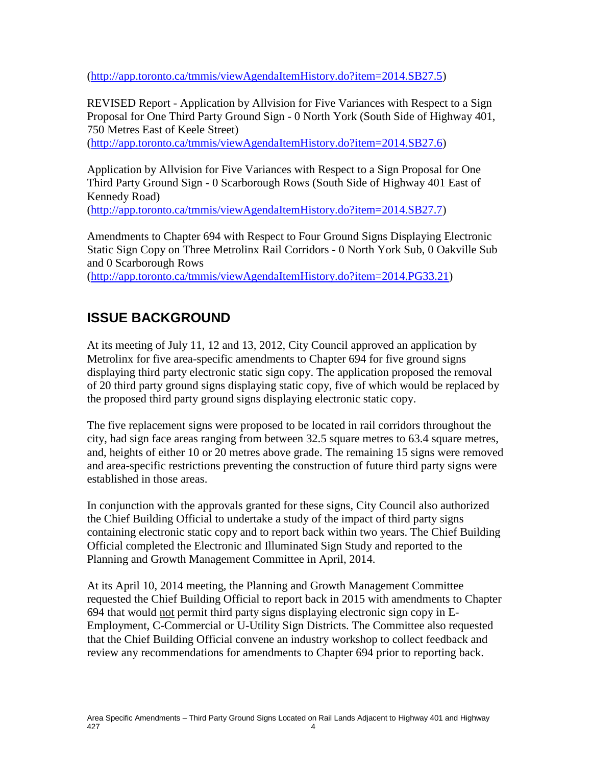(http://app.toronto.ca/tmmis/viewAgendaItemHistory.do?item=2014.SB27.5)

REVISED Report - Application by Allvision for Five Variances with Respect to a Sign Proposal for One Third Party Ground Sign - 0 North York (South Side of Highway 401, 750 Metres East of Keele Street)
(http://app.toronto.ca/tmmis/viewAgendaItemHistory.do?item=2014.SB27.6)

Application by Allvision for Five Variances with Respect to a Sign Proposal for One Third Party Ground Sign - 0 Scarborough Rows (South Side of Highway 401 East of Kennedy Road)
(http://app.toronto.ca/tmmis/viewAgendaItemHistory.do?item=2014.SB27.7)

Amendments to Chapter 694 with Respect to Four Ground Signs Displaying Electronic Static Sign Copy on Three Metrolinx Rail Corridors - 0 North York Sub, 0 Oakville Sub and 0 Scarborough Rows
(http://app.toronto.ca/tmmis/viewAgendaItemHistory.do?item=2014.PG33.21)

## ISSUE BACKGROUND

At its meeting of July 11, 12 and 13, 2012, City Council approved an application by Metrolinx for five area-specific amendments to Chapter 694 for five ground signs displaying third party electronic static sign copy. The application proposed the removal of 20 third party ground signs displaying static copy, five of which would be replaced by the proposed third party ground signs displaying electronic static copy.

The five replacement signs were proposed to be located in rail corridors throughout the city, had sign face areas ranging from between 32.5 square metres to 63.4 square metres, and, heights of either 10 or 20 metres above grade. The remaining 15 signs were removed and area-specific restrictions preventing the construction of future third party signs were established in those areas.

In conjunction with the approvals granted for these signs, City Council also authorized the Chief Building Official to undertake a study of the impact of third party signs containing electronic static copy and to report back within two years. The Chief Building Official completed the Electronic and Illuminated Sign Study and reported to the Planning and Growth Management Committee in April, 2014.

At its April 10, 2014 meeting, the Planning and Growth Management Committee requested the Chief Building Official to report back in 2015 with amendments to Chapter 694 that would not permit third party signs displaying electronic sign copy in E-Employment, C-Commercial or U-Utility Sign Districts. The Committee also requested that the Chief Building Official convene an industry workshop to collect feedback and review any recommendations for amendments to Chapter 694 prior to reporting back.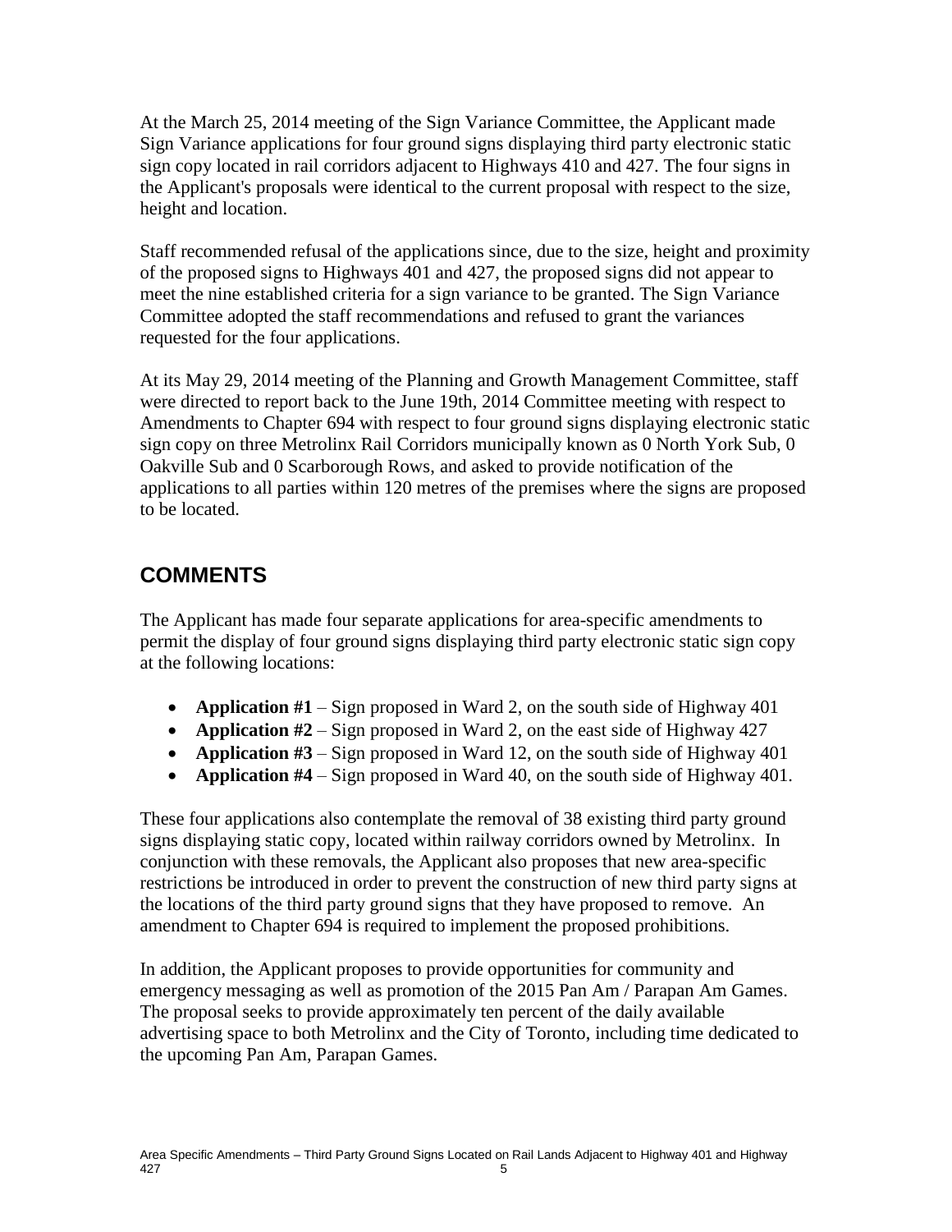At the March 25, 2014 meeting of the Sign Variance Committee, the Applicant made Sign Variance applications for four ground signs displaying third party electronic static sign copy located in rail corridors adjacent to Highways 410 and 427. The four signs in the Applicant's proposals were identical to the current proposal with respect to the size, height and location.

Staff recommended refusal of the applications since, due to the size, height and proximity of the proposed signs to Highways 401 and 427, the proposed signs did not appear to meet the nine established criteria for a sign variance to be granted. The Sign Variance Committee adopted the staff recommendations and refused to grant the variances requested for the four applications.

At its May 29, 2014 meeting of the Planning and Growth Management Committee, staff were directed to report back to the June 19th, 2014 Committee meeting with respect to Amendments to Chapter 694 with respect to four ground signs displaying electronic static sign copy on three Metrolinx Rail Corridors municipally known as 0 North York Sub, 0 Oakville Sub and 0 Scarborough Rows, and asked to provide notification of the applications to all parties within 120 metres of the premises where the signs are proposed to be located.

## COMMENTS

The Applicant has made four separate applications for area-specific amendments to permit the display of four ground signs displaying third party electronic static sign copy at the following locations:

- **Application #1** – Sign proposed in Ward 2, on the south side of Highway 401
- **Application #2** – Sign proposed in Ward 2, on the east side of Highway 427
- **Application #3** – Sign proposed in Ward 12, on the south side of Highway 401
- **Application #4** – Sign proposed in Ward 40, on the south side of Highway 401.

These four applications also contemplate the removal of 38 existing third party ground signs displaying static copy, located within railway corridors owned by Metrolinx. In conjunction with these removals, the Applicant also proposes that new area-specific restrictions be introduced in order to prevent the construction of new third party signs at the locations of the third party ground signs that they have proposed to remove. An amendment to Chapter 694 is required to implement the proposed prohibitions.

In addition, the Applicant proposes to provide opportunities for community and emergency messaging as well as promotion of the 2015 Pan Am / Parapan Am Games. The proposal seeks to provide approximately ten percent of the daily available advertising space to both Metrolinx and the City of Toronto, including time dedicated to the upcoming Pan Am, Parapan Games.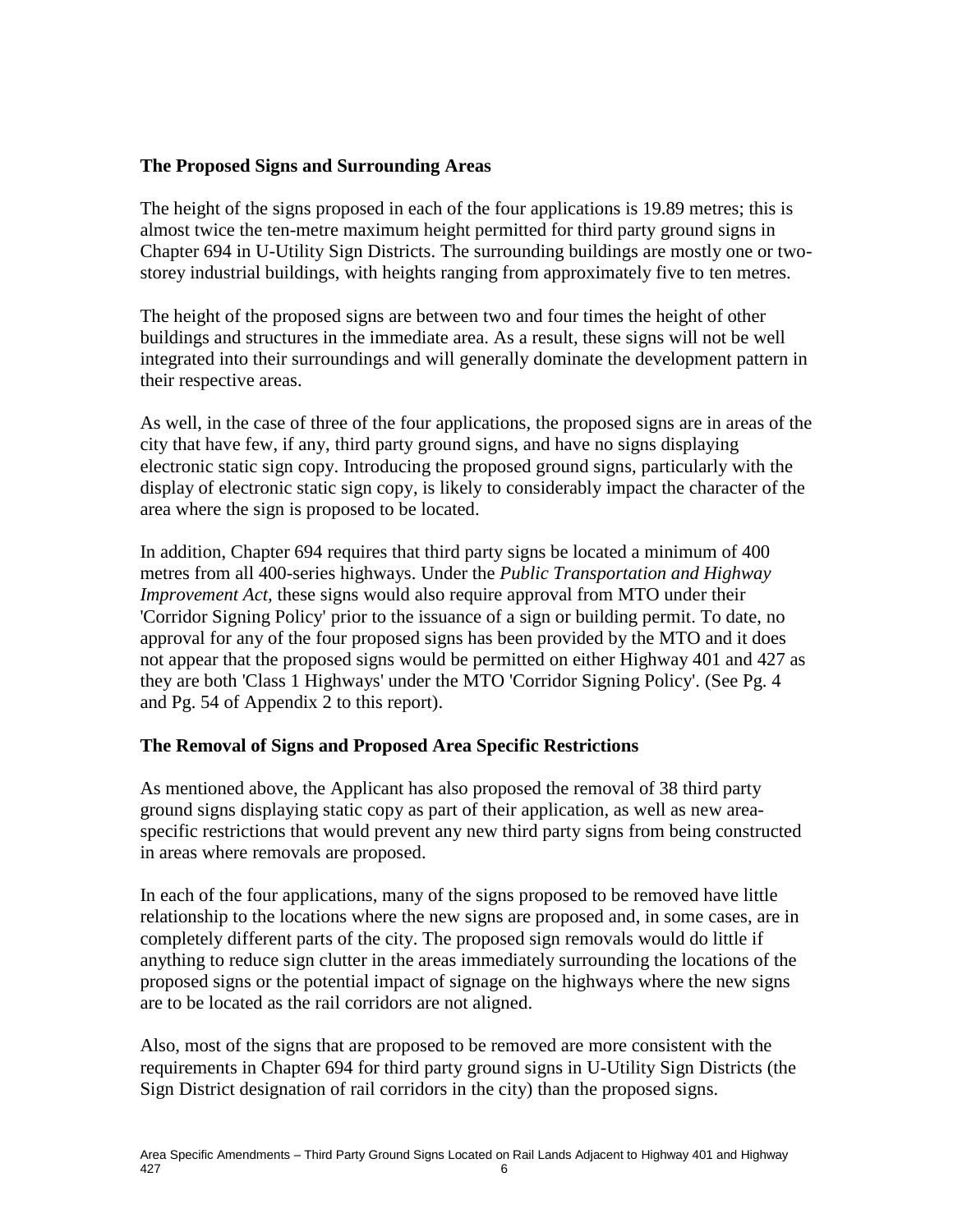## The Proposed Signs and Surrounding Areas

The height of the signs proposed in each of the four applications is 19.89 metres; this is almost twice the ten-metre maximum height permitted for third party ground signs in Chapter 694 in U-Utility Sign Districts. The surrounding buildings are mostly one or two-storey industrial buildings, with heights ranging from approximately five to ten metres.

The height of the proposed signs are between two and four times the height of other buildings and structures in the immediate area. As a result, these signs will not be well integrated into their surroundings and will generally dominate the development pattern in their respective areas.

As well, in the case of three of the four applications, the proposed signs are in areas of the city that have few, if any, third party ground signs, and have no signs displaying electronic static sign copy. Introducing the proposed ground signs, particularly with the display of electronic static sign copy, is likely to considerably impact the character of the area where the sign is proposed to be located.

In addition, Chapter 694 requires that third party signs be located a minimum of 400 metres from all 400-series highways. Under the *Public Transportation and Highway Improvement Act,* these signs would also require approval from MTO under their 'Corridor Signing Policy' prior to the issuance of a sign or building permit. To date, no approval for any of the four proposed signs has been provided by the MTO and it does not appear that the proposed signs would be permitted on either Highway 401 and 427 as they are both 'Class 1 Highways' under the MTO 'Corridor Signing Policy'. (See Pg. 4 and Pg. 54 of Appendix 2 to this report).

## The Removal of Signs and Proposed Area Specific Restrictions

As mentioned above, the Applicant has also proposed the removal of 38 third party ground signs displaying static copy as part of their application, as well as new area-specific restrictions that would prevent any new third party signs from being constructed in areas where removals are proposed.

In each of the four applications, many of the signs proposed to be removed have little relationship to the locations where the new signs are proposed and, in some cases, are in completely different parts of the city. The proposed sign removals would do little if anything to reduce sign clutter in the areas immediately surrounding the locations of the proposed signs or the potential impact of signage on the highways where the new signs are to be located as the rail corridors are not aligned.

Also, most of the signs that are proposed to be removed are more consistent with the requirements in Chapter 694 for third party ground signs in U-Utility Sign Districts (the Sign District designation of rail corridors in the city) than the proposed signs.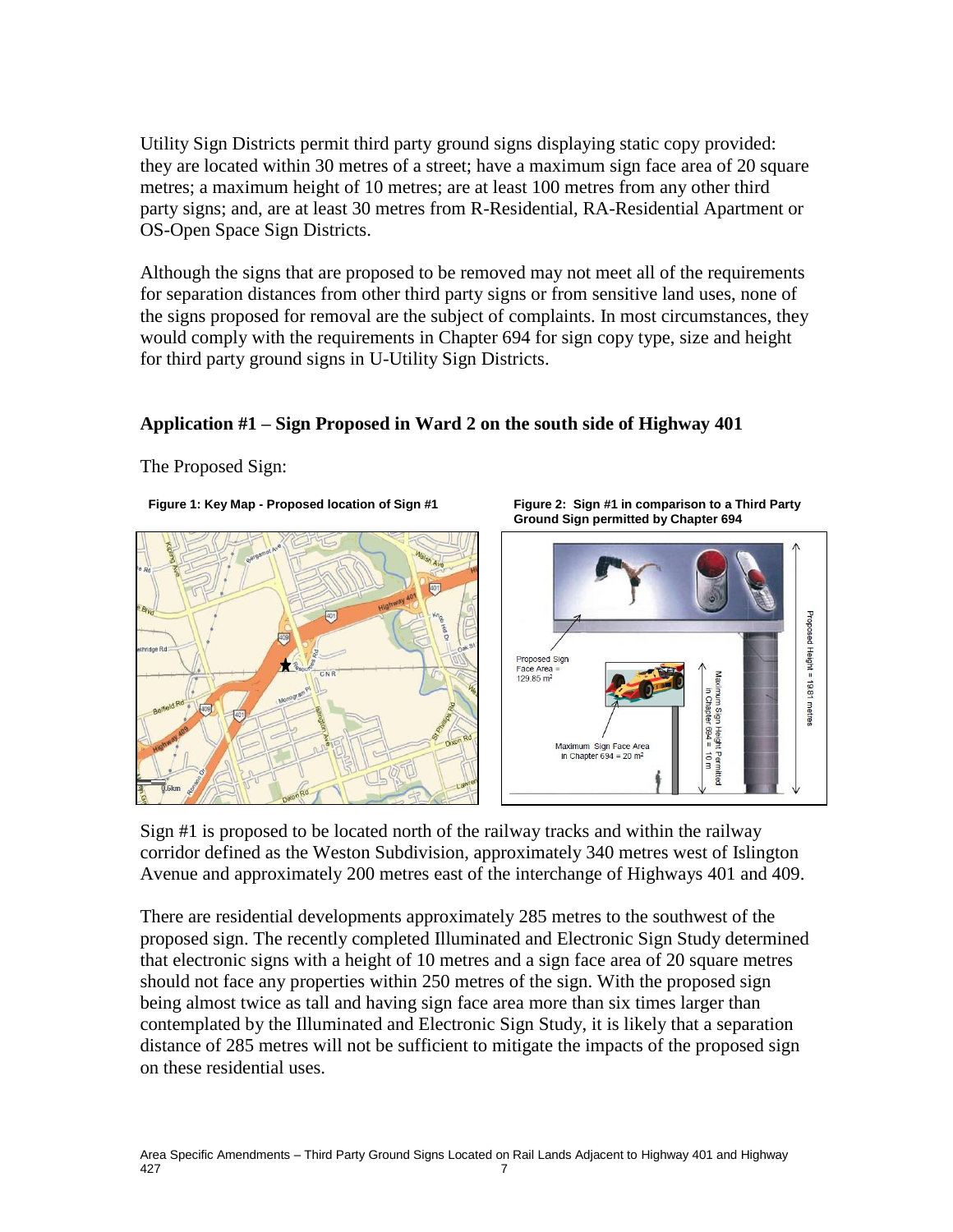Utility Sign Districts permit third party ground signs displaying static copy provided: they are located within 30 metres of a street; have a maximum sign face area of 20 square metres; a maximum height of 10 metres; are at least 100 metres from any other third party signs; and, are at least 30 metres from R-Residential, RA-Residential Apartment or OS-Open Space Sign Districts.

Although the signs that are proposed to be removed may not meet all of the requirements for separation distances from other third party signs or from sensitive land uses, none of the signs proposed for removal are the subject of complaints. In most circumstances, they would comply with the requirements in Chapter 694 for sign copy type, size and height for third party ground signs in U-Utility Sign Districts.

### Application #1 – Sign Proposed in Ward 2 on the south side of Highway 401

The Proposed Sign:

**Figure 1: Key Map - Proposed location of Sign #1**

**Figure 2: Sign #1 in comparison to a Third Party Ground Sign permitted by Chapter 694**

Sign #1 is proposed to be located north of the railway tracks and within the railway corridor defined as the Weston Subdivision, approximately 340 metres west of Islington Avenue and approximately 200 metres east of the interchange of Highways 401 and 409.

There are residential developments approximately 285 metres to the southwest of the proposed sign. The recently completed Illuminated and Electronic Sign Study determined that electronic signs with a height of 10 metres and a sign face area of 20 square metres should not face any properties within 250 metres of the sign. With the proposed sign being almost twice as tall and having sign face area more than six times larger than contemplated by the Illuminated and Electronic Sign Study, it is likely that a separation distance of 285 metres will not be sufficient to mitigate the impacts of the proposed sign on these residential uses.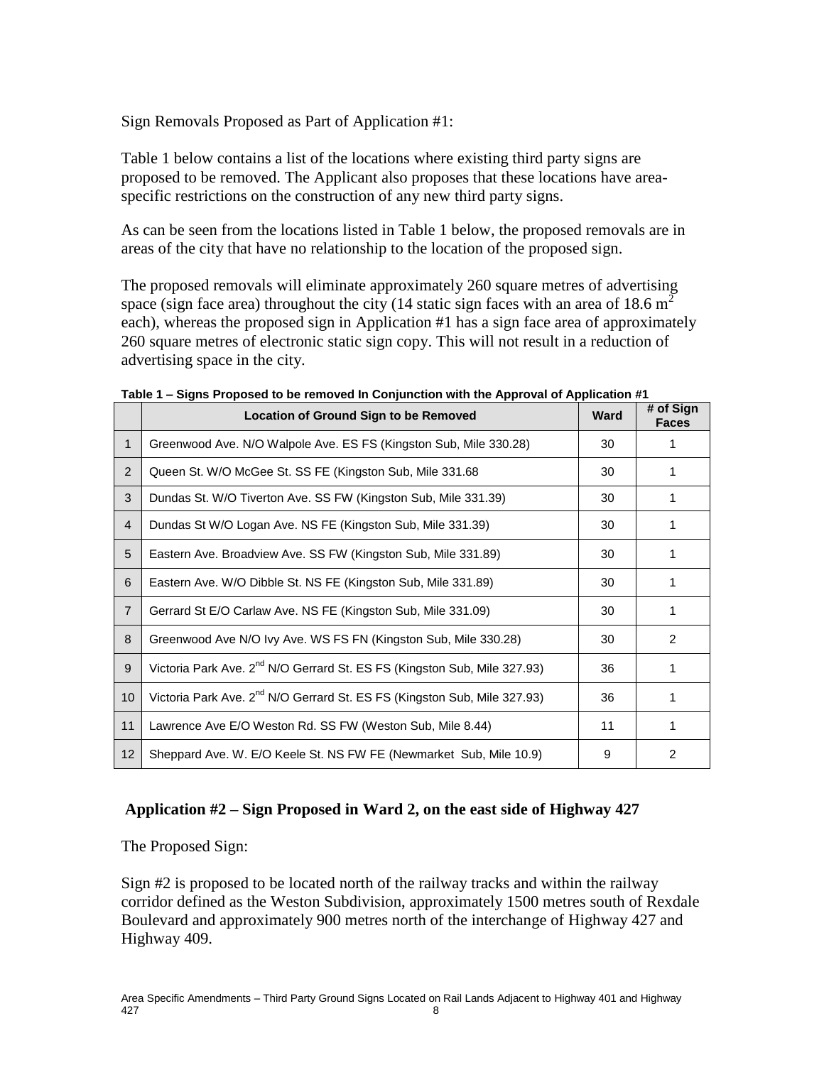Sign Removals Proposed as Part of Application #1:

Table 1 below contains a list of the locations where existing third party signs are proposed to be removed. The Applicant also proposes that these locations have area-specific restrictions on the construction of any new third party signs.

As can be seen from the locations listed in Table 1 below, the proposed removals are in areas of the city that have no relationship to the location of the proposed sign.

The proposed removals will eliminate approximately 260 square metres of advertising space (sign face area) throughout the city (14 static sign faces with an area of 18.6 $m^2$ each), whereas the proposed sign in Application #1 has a sign face area of approximately 260 square metres of electronic static sign copy. This will not result in a reduction of advertising space in the city.

**Table 1 – Signs Proposed to be removed In Conjunction with the Approval of Application #1**

| | Location of Ground Sign to be Removed | Ward | # of Sign Faces |
|---|---|---|---|
| 1 | Greenwood Ave. N/O Walpole Ave. ES FS (Kingston Sub, Mile 330.28) | 30 | 1 |
| 2 | Queen St. W/O McGee St. SS FE (Kingston Sub, Mile 331.68 | 30 | 1 |
| 3 | Dundas St. W/O Tiverton Ave. SS FW (Kingston Sub, Mile 331.39) | 30 | 1 |
| 4 | Dundas St W/O Logan Ave. NS FE (Kingston Sub, Mile 331.39) | 30 | 1 |
| 5 | Eastern Ave. Broadview Ave. SS FW (Kingston Sub, Mile 331.89) | 30 | 1 |
| 6 | Eastern Ave. W/O Dibble St. NS FE (Kingston Sub, Mile 331.89) | 30 | 1 |
| 7 | Gerrard St E/O Carlaw Ave. NS FE (Kingston Sub, Mile 331.09) | 30 | 1 |
| 8 | Greenwood Ave N/O Ivy Ave. WS FS FN (Kingston Sub, Mile 330.28) | 30 | 2 |
| 9 | Victoria Park Ave. 2nd N/O Gerrard St. ES FS (Kingston Sub, Mile 327.93) | 36 | 1 |
| 10 | Victoria Park Ave. 2nd N/O Gerrard St. ES FS (Kingston Sub, Mile 327.93) | 36 | 1 |
| 11 | Lawrence Ave E/O Weston Rd. SS FW (Weston Sub, Mile 8.44) | 11 | 1 |
| 12 | Sheppard Ave. W. E/O Keele St. NS FW FE (Newmarket Sub, Mile 10.9) | 9 | 2 |

## Application #2 – Sign Proposed in Ward 2, on the east side of Highway 427

The Proposed Sign:

Sign #2 is proposed to be located north of the railway tracks and within the railway corridor defined as the Weston Subdivision, approximately 1500 metres south of Rexdale Boulevard and approximately 900 metres north of the interchange of Highway 427 and Highway 409.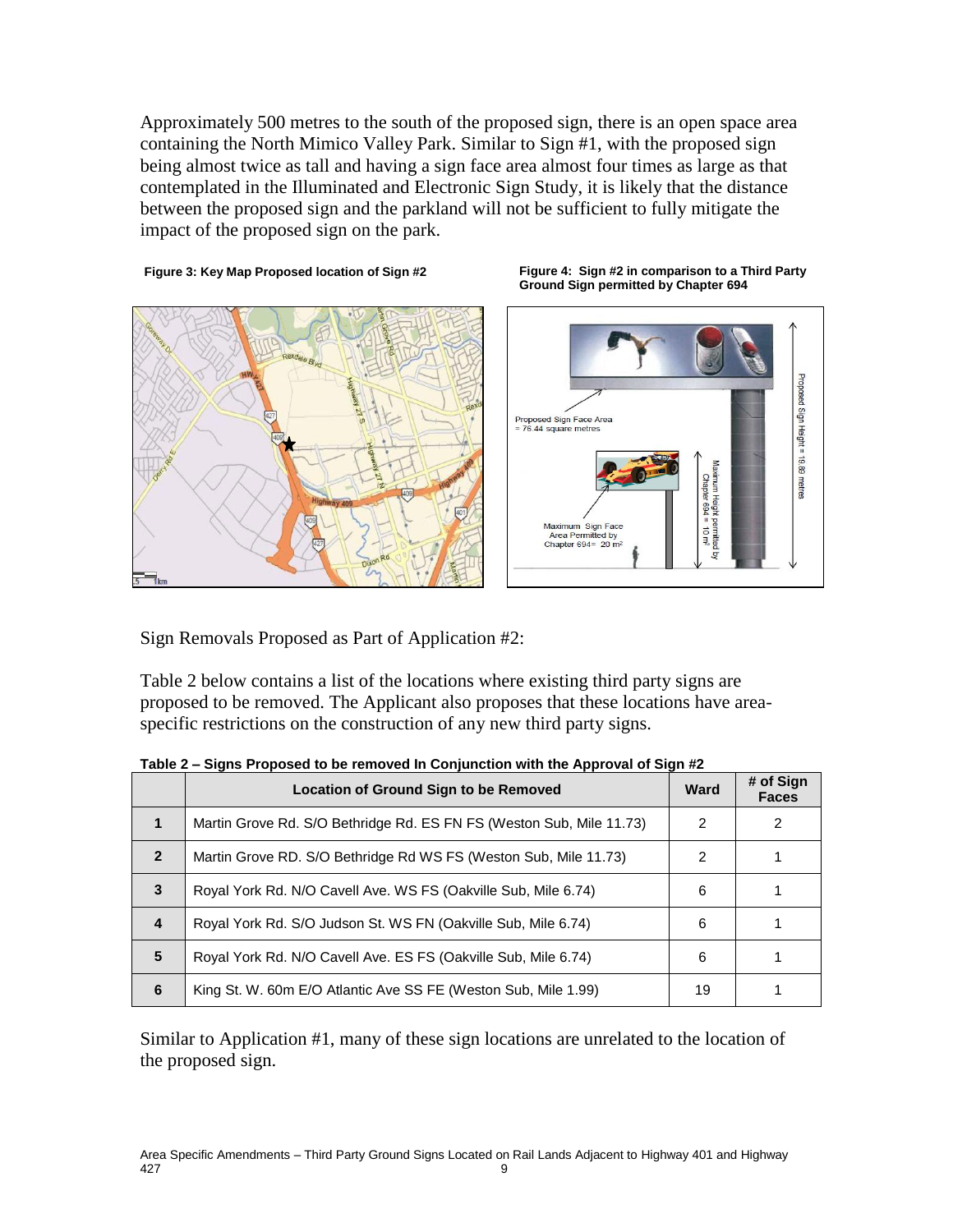Approximately 500 metres to the south of the proposed sign, there is an open space area containing the North Mimico Valley Park. Similar to Sign #1, with the proposed sign being almost twice as tall and having a sign face area almost four times as large as that contemplated in the Illuminated and Electronic Sign Study, it is likely that the distance between the proposed sign and the parkland will not be sufficient to fully mitigate the impact of the proposed sign on the park.

**Figure 3: Key Map Proposed location of Sign #2**

**Figure 4: Sign #2 in comparison to a Third Party Ground Sign permitted by Chapter 694**

Sign Removals Proposed as Part of Application #2:

Table 2 below contains a list of the locations where existing third party signs are proposed to be removed. The Applicant also proposes that these locations have area-specific restrictions on the construction of any new third party signs.

**Table 2 – Signs Proposed to be removed In Conjunction with the Approval of Sign #2**

| | Location of Ground Sign to be Removed | Ward | # of Sign Faces |
|---|---|---|---|
| 1 | Martin Grove Rd. S/O Bethridge Rd. ES FN FS (Weston Sub, Mile 11.73) | 2 | 2 |
| 2 | Martin Grove RD. S/O Bethridge Rd WS FS (Weston Sub, Mile 11.73) | 2 | 1 |
| 3 | Royal York Rd. N/O Cavell Ave. WS FS (Oakville Sub, Mile 6.74) | 6 | 1 |
| 4 | Royal York Rd. S/O Judson St. WS FN (Oakville Sub, Mile 6.74) | 6 | 1 |
| 5 | Royal York Rd. N/O Cavell Ave. ES FS (Oakville Sub, Mile 6.74) | 6 | 1 |
| 6 | King St. W. 60m E/O Atlantic Ave SS FE (Weston Sub, Mile 1.99) | 19 | 1 |

Similar to Application #1, many of these sign locations are unrelated to the location of the proposed sign.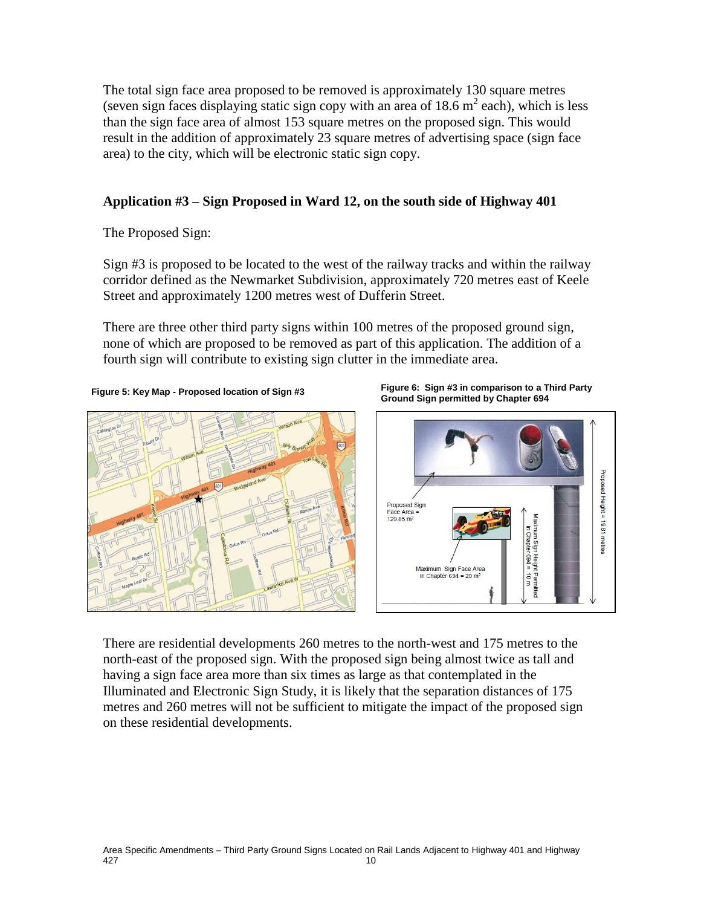The total sign face area proposed to be removed is approximately 130 square metres (seven sign faces displaying static sign copy with an area of 18.6 $m^2$ each), which is less than the sign face area of almost 153 square metres on the proposed sign. This would result in the addition of approximately 23 square metres of advertising space (sign face area) to the city, which will be electronic static sign copy.

### Application #3 – Sign Proposed in Ward 12, on the south side of Highway 401

The Proposed Sign:

Sign #3 is proposed to be located to the west of the railway tracks and within the railway corridor defined as the Newmarket Subdivision, approximately 720 metres east of Keele Street and approximately 1200 metres west of Dufferin Street.

There are three other third party signs within 100 metres of the proposed ground sign, none of which are proposed to be removed as part of this application. The addition of a fourth sign will contribute to existing sign clutter in the immediate area.

**Figure 5: Key Map - Proposed location of Sign #3**

**Figure 6: Sign #3 in comparison to a Third Party Ground Sign permitted by Chapter 694**

There are residential developments 260 metres to the north-west and 175 metres to the north-east of the proposed sign. With the proposed sign being almost twice as tall and having a sign face area more than six times as large as that contemplated in the Illuminated and Electronic Sign Study, it is likely that the separation distances of 175 metres and 260 metres will not be sufficient to mitigate the impact of the proposed sign on these residential developments.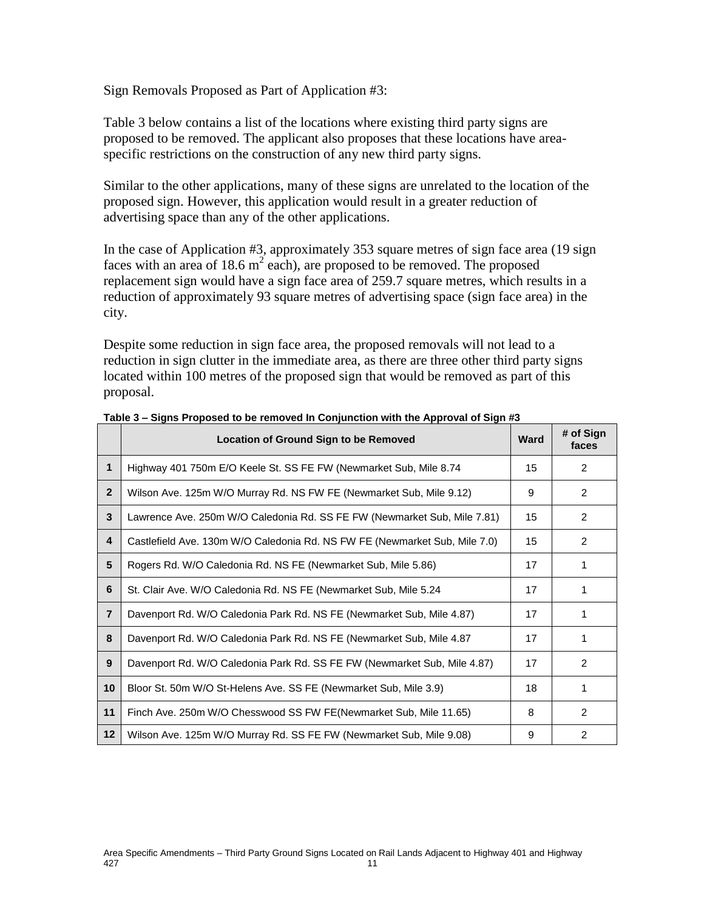Sign Removals Proposed as Part of Application #3:

Table 3 below contains a list of the locations where existing third party signs are proposed to be removed. The applicant also proposes that these locations have area-specific restrictions on the construction of any new third party signs.

Similar to the other applications, many of these signs are unrelated to the location of the proposed sign. However, this application would result in a greater reduction of advertising space than any of the other applications.

In the case of Application #3, approximately 353 square metres of sign face area (19 sign faces with an area of 18.6 $m^2$ each), are proposed to be removed. The proposed replacement sign would have a sign face area of 259.7 square metres, which results in a reduction of approximately 93 square metres of advertising space (sign face area) in the city.

Despite some reduction in sign face area, the proposed removals will not lead to a reduction in sign clutter in the immediate area, as there are three other third party signs located within 100 metres of the proposed sign that would be removed as part of this proposal.

**Table 3 – Signs Proposed to be removed In Conjunction with the Approval of Sign #3**

| | Location of Ground Sign to be Removed | Ward | # of Sign faces |
|---|---|---|---|
| **1** | Highway 401 750m E/O Keele St. SS FE FW (Newmarket Sub, Mile 8.74 | 15 | 2 |
| **2** | Wilson Ave. 125m W/O Murray Rd. NS FW FE (Newmarket Sub, Mile 9.12) | 9 | 2 |
| **3** | Lawrence Ave. 250m W/O Caledonia Rd. SS FE FW (Newmarket Sub, Mile 7.81) | 15 | 2 |
| **4** | Castlefield Ave. 130m W/O Caledonia Rd. NS FW FE (Newmarket Sub, Mile 7.0) | 15 | 2 |
| **5** | Rogers Rd. W/O Caledonia Rd. NS FE (Newmarket Sub, Mile 5.86) | 17 | 1 |
| **6** | St. Clair Ave. W/O Caledonia Rd. NS FE (Newmarket Sub, Mile 5.24 | 17 | 1 |
| **7** | Davenport Rd. W/O Caledonia Park Rd. NS FE (Newmarket Sub, Mile 4.87) | 17 | 1 |
| **8** | Davenport Rd. W/O Caledonia Park Rd. NS FE (Newmarket Sub, Mile 4.87 | 17 | 1 |
| **9** | Davenport Rd. W/O Caledonia Park Rd. SS FE FW (Newmarket Sub, Mile 4.87) | 17 | 2 |
| **10** | Bloor St. 50m W/O St-Helens Ave. SS FE (Newmarket Sub, Mile 3.9) | 18 | 1 |
| **11** | Finch Ave. 250m W/O Chesswood SS FW FE(Newmarket Sub, Mile 11.65) | 8 | 2 |
| **12** | Wilson Ave. 125m W/O Murray Rd. SS FE FW (Newmarket Sub, Mile 9.08) | 9 | 2 |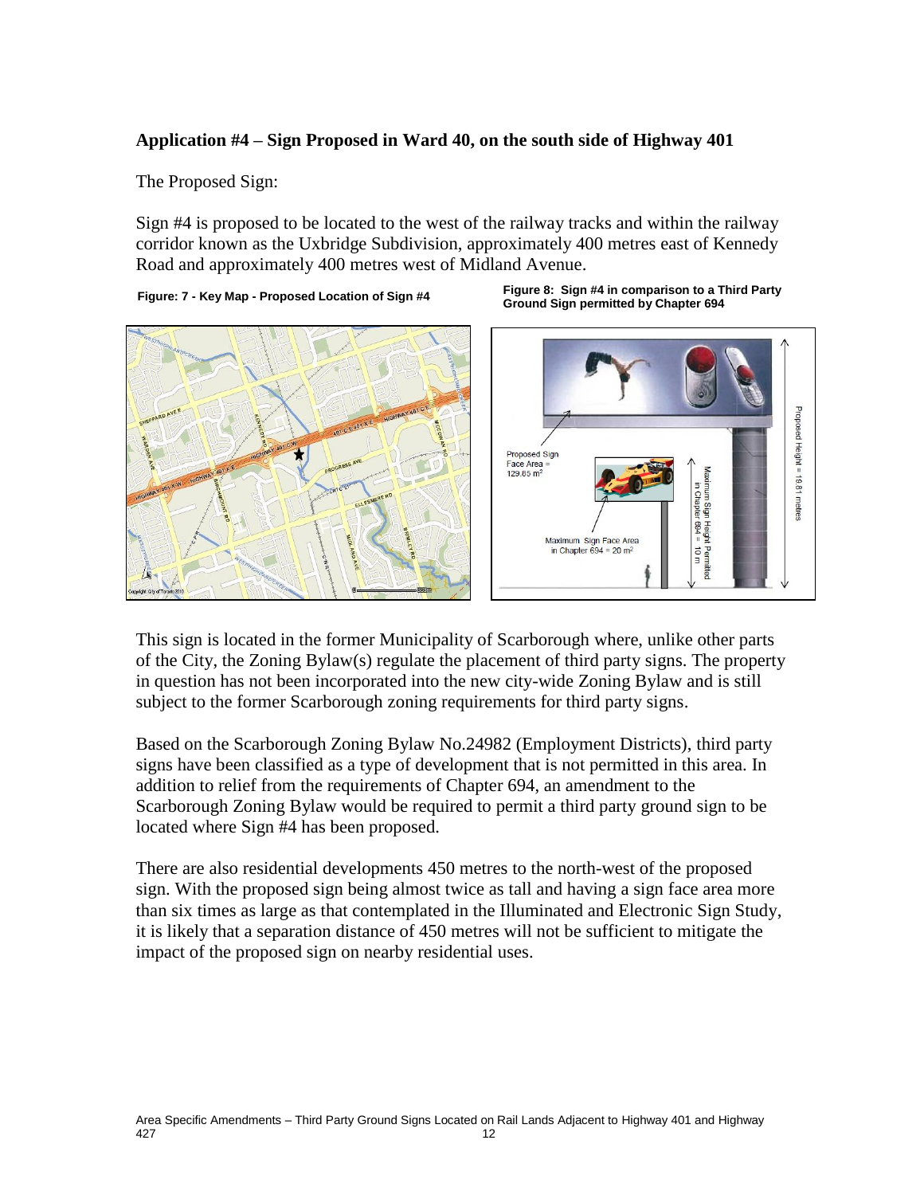## Application #4 – Sign Proposed in Ward 40, on the south side of Highway 401

The Proposed Sign:

Sign #4 is proposed to be located to the west of the railway tracks and within the railway corridor known as the Uxbridge Subdivision, approximately 400 metres east of Kennedy Road and approximately 400 metres west of Midland Avenue.

**Figure: 7 - Key Map - Proposed Location of Sign #4**

**Figure 8: Sign #4 in comparison to a Third Party Ground Sign permitted by Chapter 694**

This sign is located in the former Municipality of Scarborough where, unlike other parts of the City, the Zoning Bylaw(s) regulate the placement of third party signs. The property in question has not been incorporated into the new city-wide Zoning Bylaw and is still subject to the former Scarborough zoning requirements for third party signs.

Based on the Scarborough Zoning Bylaw No.24982 (Employment Districts), third party signs have been classified as a type of development that is not permitted in this area. In addition to relief from the requirements of Chapter 694, an amendment to the Scarborough Zoning Bylaw would be required to permit a third party ground sign to be located where Sign #4 has been proposed.

There are also residential developments 450 metres to the north-west of the proposed sign. With the proposed sign being almost twice as tall and having a sign face area more than six times as large as that contemplated in the Illuminated and Electronic Sign Study, it is likely that a separation distance of 450 metres will not be sufficient to mitigate the impact of the proposed sign on nearby residential uses.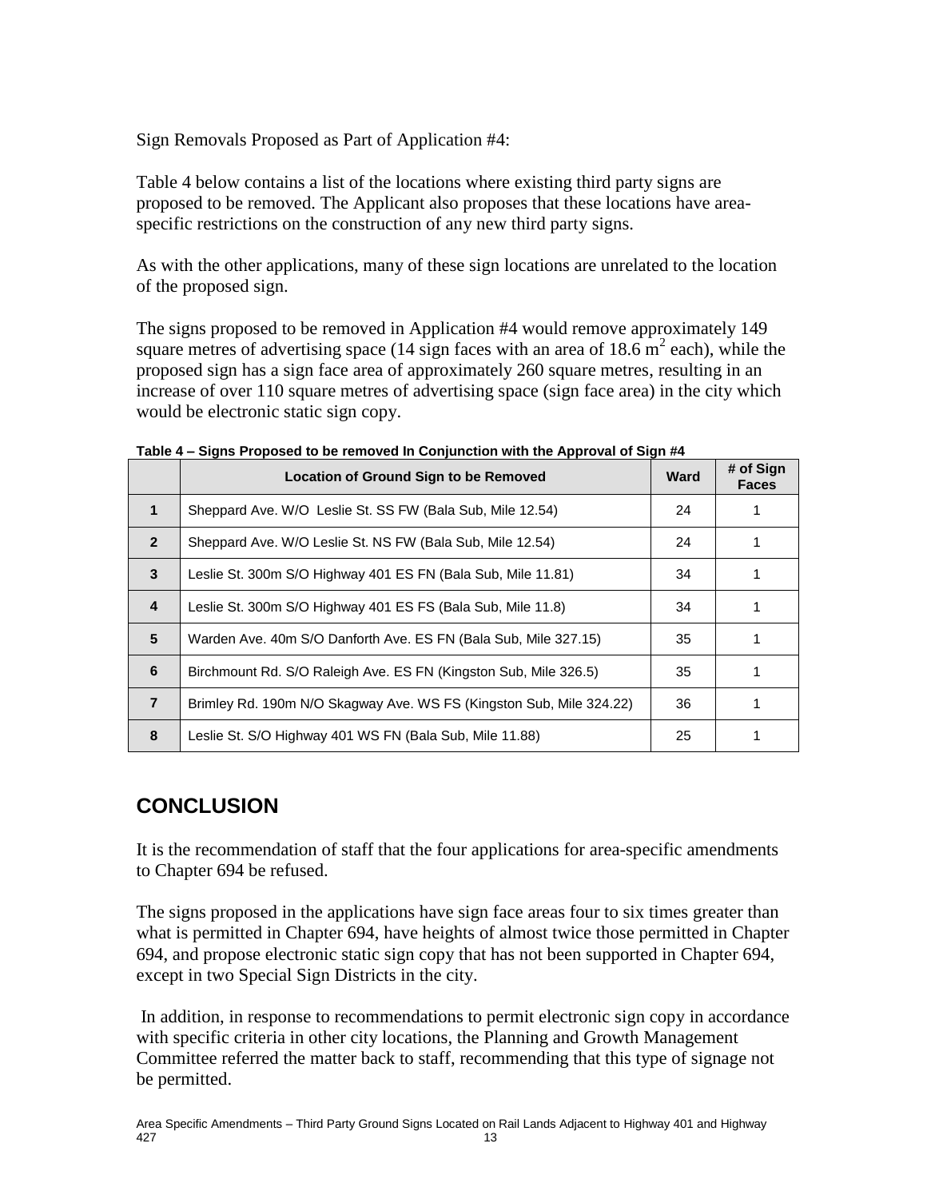Sign Removals Proposed as Part of Application #4:

Table 4 below contains a list of the locations where existing third party signs are proposed to be removed. The Applicant also proposes that these locations have area-specific restrictions on the construction of any new third party signs.

As with the other applications, many of these sign locations are unrelated to the location of the proposed sign.

The signs proposed to be removed in Application #4 would remove approximately 149 square metres of advertising space (14 sign faces with an area of 18.6 $m^2$ each), while the proposed sign has a sign face area of approximately 260 square metres, resulting in an increase of over 110 square metres of advertising space (sign face area) in the city which would be electronic static sign copy.

**Table 4 – Signs Proposed to be removed In Conjunction with the Approval of Sign #4**

| | Location of Ground Sign to be Removed | Ward | # of Sign Faces |
|---|---|---|---|
| **1** | Sheppard Ave. W/O Leslie St. SS FW (Bala Sub, Mile 12.54) | 24 | 1 |
| **2** | Sheppard Ave. W/O Leslie St. NS FW (Bala Sub, Mile 12.54) | 24 | 1 |
| **3** | Leslie St. 300m S/O Highway 401 ES FN (Bala Sub, Mile 11.81) | 34 | 1 |
| **4** | Leslie St. 300m S/O Highway 401 ES FS (Bala Sub, Mile 11.8) | 34 | 1 |
| **5** | Warden Ave. 40m S/O Danforth Ave. ES FN (Bala Sub, Mile 327.15) | 35 | 1 |
| **6** | Birchmount Rd. S/O Raleigh Ave. ES FN (Kingston Sub, Mile 326.5) | 35 | 1 |
| **7** | Brimley Rd. 190m N/O Skagway Ave. WS FS (Kingston Sub, Mile 324.22) | 36 | 1 |
| **8** | Leslie St. S/O Highway 401 WS FN (Bala Sub, Mile 11.88) | 25 | 1 |

## CONCLUSION

It is the recommendation of staff that the four applications for area-specific amendments to Chapter 694 be refused.

The signs proposed in the applications have sign face areas four to six times greater than what is permitted in Chapter 694, have heights of almost twice those permitted in Chapter 694, and propose electronic static sign copy that has not been supported in Chapter 694, except in two Special Sign Districts in the city.

In addition, in response to recommendations to permit electronic sign copy in accordance with specific criteria in other city locations, the Planning and Growth Management Committee referred the matter back to staff, recommending that this type of signage not be permitted.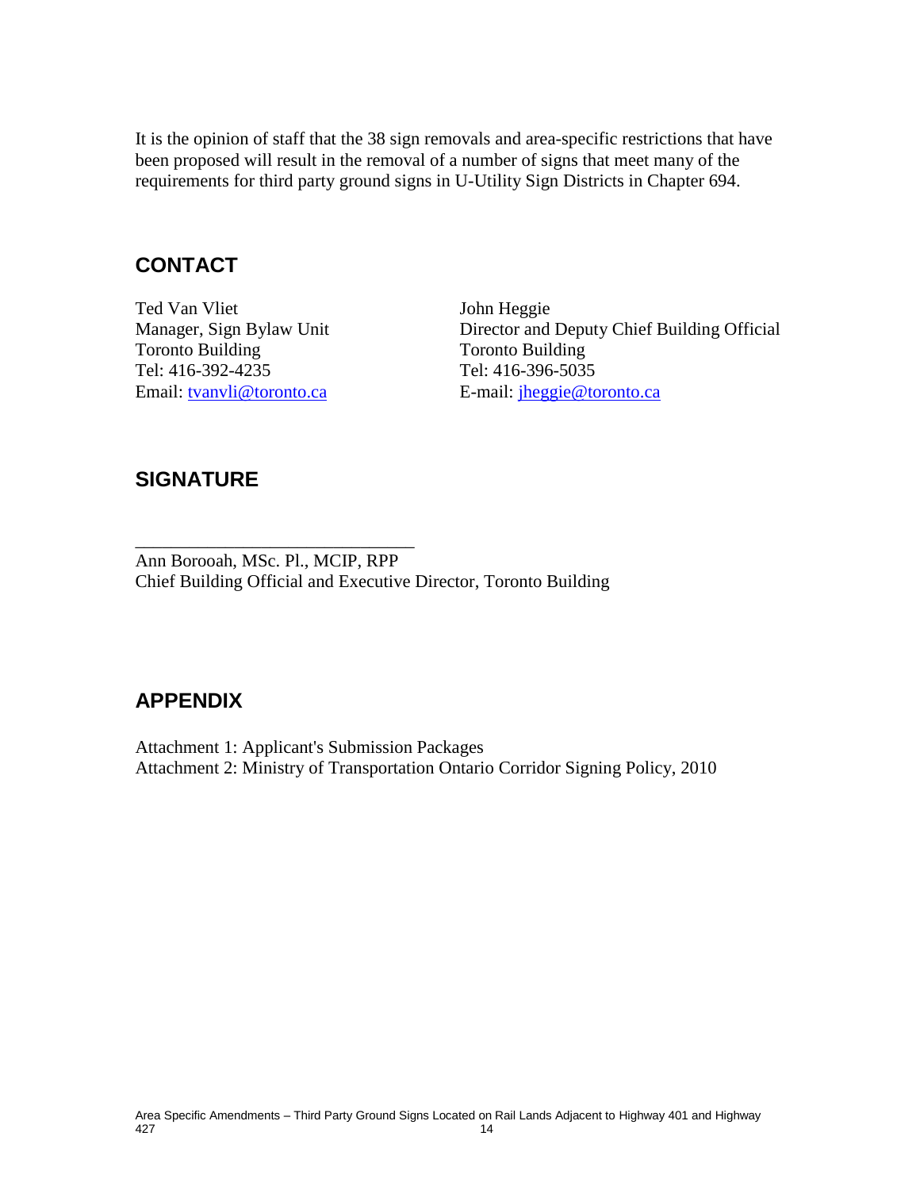It is the opinion of staff that the 38 sign removals and area-specific restrictions that have been proposed will result in the removal of a number of signs that meet many of the requirements for third party ground signs in U-Utility Sign Districts in Chapter 694.

## CONTACT

Ted Van Vliet
Manager, Sign Bylaw Unit
Toronto Building
Tel: 416-392-4235
Email: tvanvli@toronto.ca

John Heggie
Director and Deputy Chief Building Official
Toronto Building
Tel: 416-396-5035
E-mail: jheggie@toronto.ca

## SIGNATURE

_______________________________

Ann Borooah, MSc. Pl., MCIP, RPP
Chief Building Official and Executive Director, Toronto Building

## APPENDIX

Attachment 1: Applicant's Submission Packages
Attachment 2: Ministry of Transportation Ontario Corridor Signing Policy, 2010